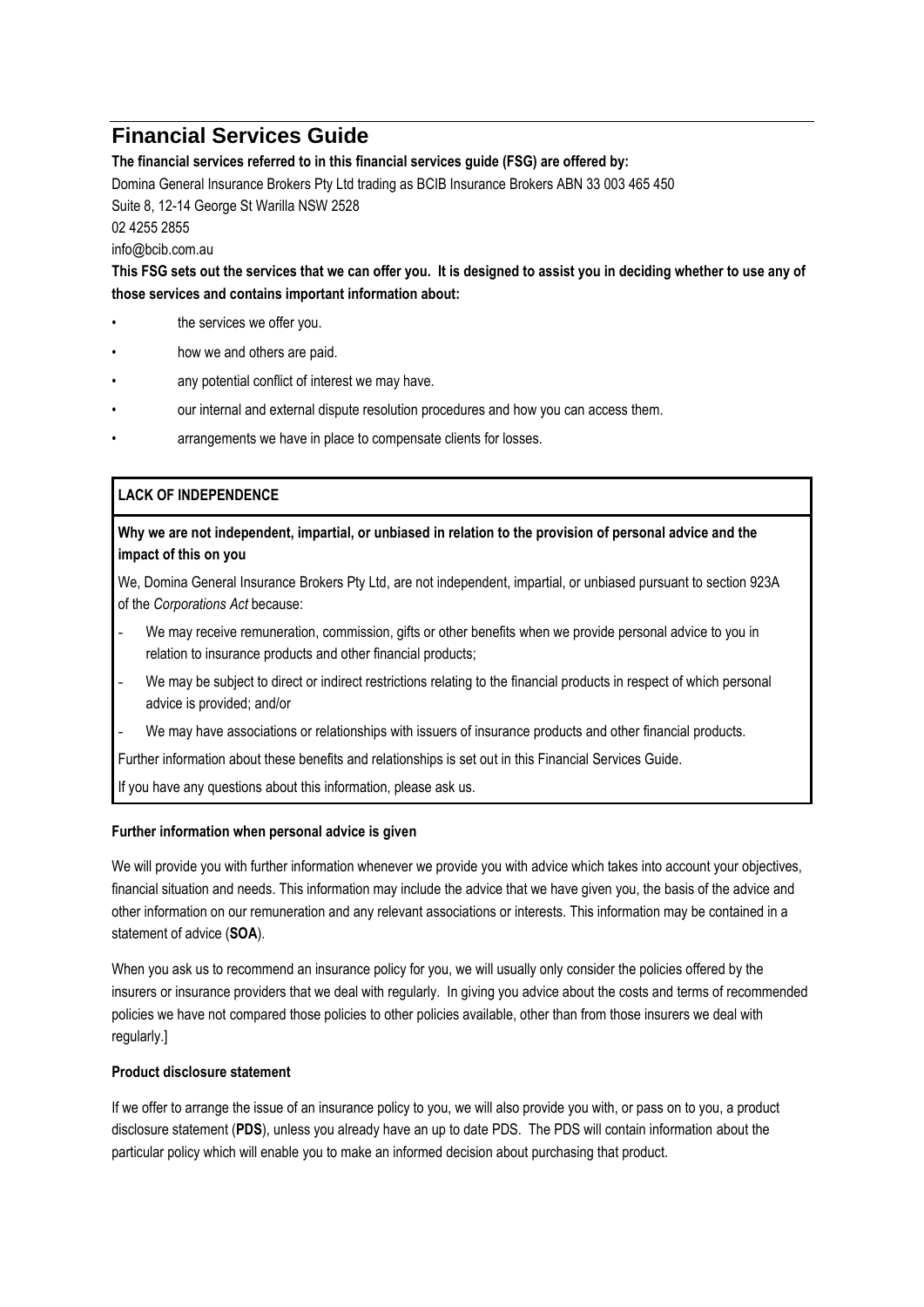# Financial Services Guide

**The financial services referred to in this financial services guide (FSG) are offered by:**

Domina General Insurance Brokers Pty Ltd trading as BCIB Insurance Brokers ABN 33 003 465 450

Suite 8, 12-14 George St Warilla NSW 2528

02 4255 2855

info@bcib.com.au

**This FSG sets out the services that we can offer you. It is designed to assist you in deciding whether to use any of those services and contains important information about:**

- the services we offer you.
- how we and others are paid.
- any potential conflict of interest we may have.
- our internal and external dispute resolution procedures and how you can access them.
- arrangements we have in place to compensate clients for losses.

**LACK OF INDEPENDENCE**

**Why we are not independent, impartial, or unbiased in relation to the provision of personal advice and the impact of this on you**

We, Domina General Insurance Brokers Pty Ltd, are not independent, impartial, or unbiased pursuant to section 923A of the *Corporations Act* because:

- We may receive remuneration, commission, gifts or other benefits when we provide personal advice to you in relation to insurance products and other financial products;
- We may be subject to direct or indirect restrictions relating to the financial products in respect of which personal advice is provided; and/or
- We may have associations or relationships with issuers of insurance products and other financial products.

Further information about these benefits and relationships is set out in this Financial Services Guide.

If you have any questions about this information, please ask us.

**Further information when personal advice is given**

We will provide you with further information whenever we provide you with advice which takes into account your objectives, financial situation and needs. This information may include the advice that we have given you, the basis of the advice and other information on our remuneration and any relevant associations or interests. This information may be contained in a statement of advice (**SOA**).

When you ask us to recommend an insurance policy for you, we will usually only consider the policies offered by the insurers or insurance providers that we deal with regularly. In giving you advice about the costs and terms of recommended policies we have not compared those policies to other policies available, other than from those insurers we deal with regularly.]

**Product disclosure statement**

If we offer to arrange the issue of an insurance policy to you, we will also provide you with, or pass on to you, a product disclosure statement (**PDS**), unless you already have an up to date PDS. The PDS will contain information about the particular policy which will enable you to make an informed decision about purchasing that product.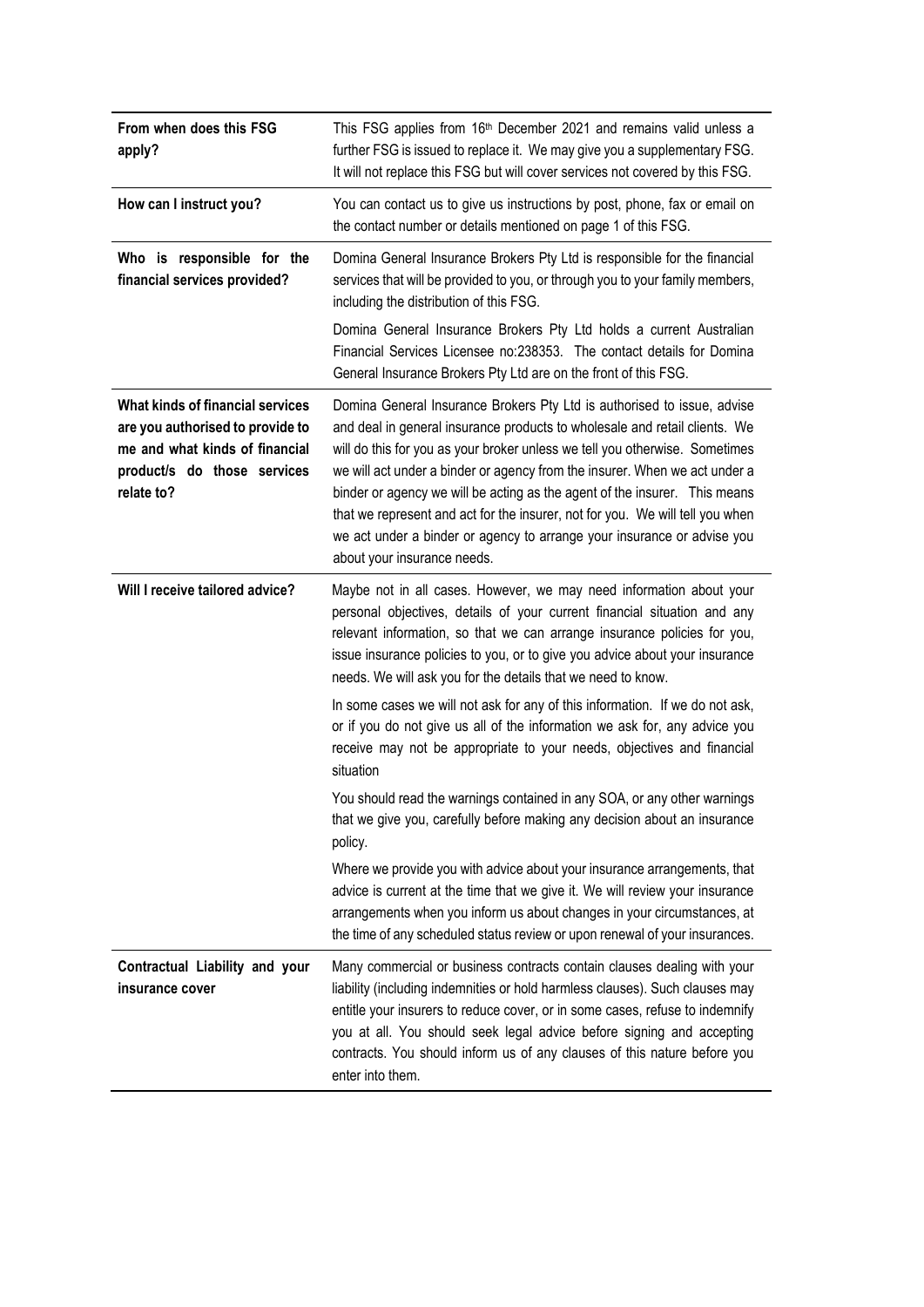| | |
|---|---|
| **From when does this FSG apply?** | This FSG applies from 16th December 2021 and remains valid unless a further FSG is issued to replace it. We may give you a supplementary FSG. It will not replace this FSG but will cover services not covered by this FSG. |
| **How can I instruct you?** | You can contact us to give us instructions by post, phone, fax or email on the contact number or details mentioned on page 1 of this FSG. |
| **Who is responsible for the financial services provided?** | Domina General Insurance Brokers Pty Ltd is responsible for the financial services that will be provided to you, or through you to your family members, including the distribution of this FSG.<br><br>Domina General Insurance Brokers Pty Ltd holds a current Australian Financial Services Licensee no:238353. The contact details for Domina General Insurance Brokers Pty Ltd are on the front of this FSG. |
| **What kinds of financial services are you authorised to provide to me and what kinds of financial product/s do those services relate to?** | Domina General Insurance Brokers Pty Ltd is authorised to issue, advise and deal in general insurance products to wholesale and retail clients. We will do this for you as your broker unless we tell you otherwise. Sometimes we will act under a binder or agency from the insurer. When we act under a binder or agency we will be acting as the agent of the insurer. This means that we represent and act for the insurer, not for you. We will tell you when we act under a binder or agency to arrange your insurance or advise you about your insurance needs. |
| **Will I receive tailored advice?** | Maybe not in all cases. However, we may need information about your personal objectives, details of your current financial situation and any relevant information, so that we can arrange insurance policies for you, issue insurance policies to you, or to give you advice about your insurance needs. We will ask you for the details that we need to know.<br><br>In some cases we will not ask for any of this information. If we do not ask, or if you do not give us all of the information we ask for, any advice you receive may not be appropriate to your needs, objectives and financial situation<br><br>You should read the warnings contained in any SOA, or any other warnings that we give you, carefully before making any decision about an insurance policy.<br><br>Where we provide you with advice about your insurance arrangements, that advice is current at the time that we give it. We will review your insurance arrangements when you inform us about changes in your circumstances, at the time of any scheduled status review or upon renewal of your insurances. |
| **Contractual Liability and your insurance cover** | Many commercial or business contracts contain clauses dealing with your liability (including indemnities or hold harmless clauses). Such clauses may entitle your insurers to reduce cover, or in some cases, refuse to indemnify you at all. You should seek legal advice before signing and accepting contracts. You should inform us of any clauses of this nature before you enter into them. |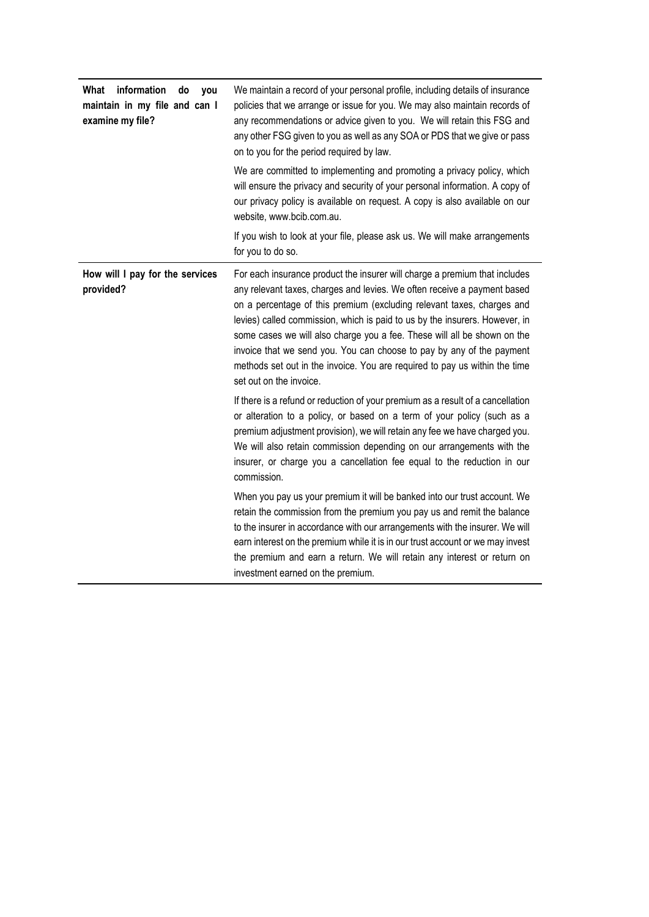| | |
|---|---|
| **What information do you maintain in my file and can I examine my file?** | We maintain a record of your personal profile, including details of insurance policies that we arrange or issue for you. We may also maintain records of any recommendations or advice given to you. We will retain this FSG and any other FSG given to you as well as any SOA or PDS that we give or pass on to you for the period required by law.<br><br>We are committed to implementing and promoting a privacy policy, which will ensure the privacy and security of your personal information. A copy of our privacy policy is available on request. A copy is also available on our website, www.bcib.com.au.<br><br>If you wish to look at your file, please ask us. We will make arrangements for you to do so. |
| **How will I pay for the services provided?** | For each insurance product the insurer will charge a premium that includes any relevant taxes, charges and levies. We often receive a payment based on a percentage of this premium (excluding relevant taxes, charges and levies) called commission, which is paid to us by the insurers. However, in some cases we will also charge you a fee. These will all be shown on the invoice that we send you. You can choose to pay by any of the payment methods set out in the invoice. You are required to pay us within the time set out on the invoice.<br><br>If there is a refund or reduction of your premium as a result of a cancellation or alteration to a policy, or based on a term of your policy (such as a premium adjustment provision), we will retain any fee we have charged you. We will also retain commission depending on our arrangements with the insurer, or charge you a cancellation fee equal to the reduction in our commission.<br><br>When you pay us your premium it will be banked into our trust account. We retain the commission from the premium you pay us and remit the balance to the insurer in accordance with our arrangements with the insurer. We will earn interest on the premium while it is in our trust account or we may invest the premium and earn a return. We will retain any interest or return on investment earned on the premium. |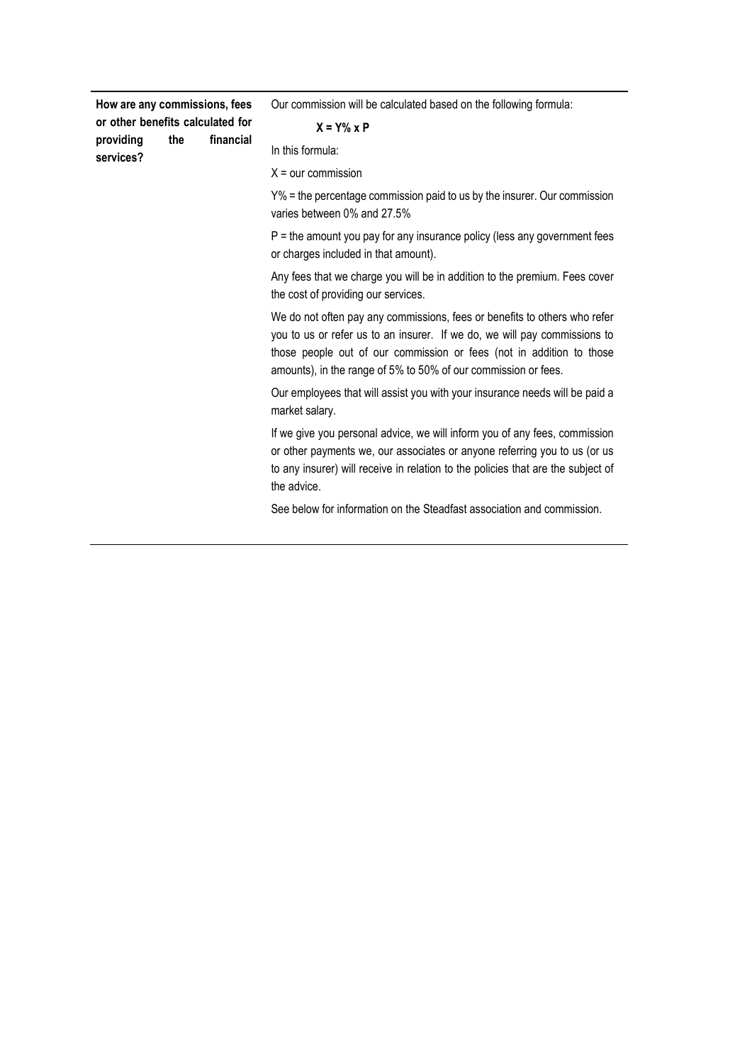| How are any commissions, fees or other benefits calculated for providing the financial services? | Our commission will be calculated based on the following formula:<br><br>**$X = Y\% \times P$**<br><br>In this formula:<br><br>$X$ = our commission<br><br>$Y\%$ = the percentage commission paid to us by the insurer. Our commission varies between 0% and 27.5%<br><br>$P$ = the amount you pay for any insurance policy (less any government fees or charges included in that amount).<br><br>Any fees that we charge you will be in addition to the premium. Fees cover the cost of providing our services.<br><br>We do not often pay any commissions, fees or benefits to others who refer you to us or refer us to an insurer. If we do, we will pay commissions to those people out of our commission or fees (not in addition to those amounts), in the range of 5% to 50% of our commission or fees.<br><br>Our employees that will assist you with your insurance needs will be paid a market salary.<br><br>If we give you personal advice, we will inform you of any fees, commission or other payments we, our associates or anyone referring you to us (or us to any insurer) will receive in relation to the policies that are the subject of the advice.<br><br>See below for information on the Steadfast association and commission. |
|---|---|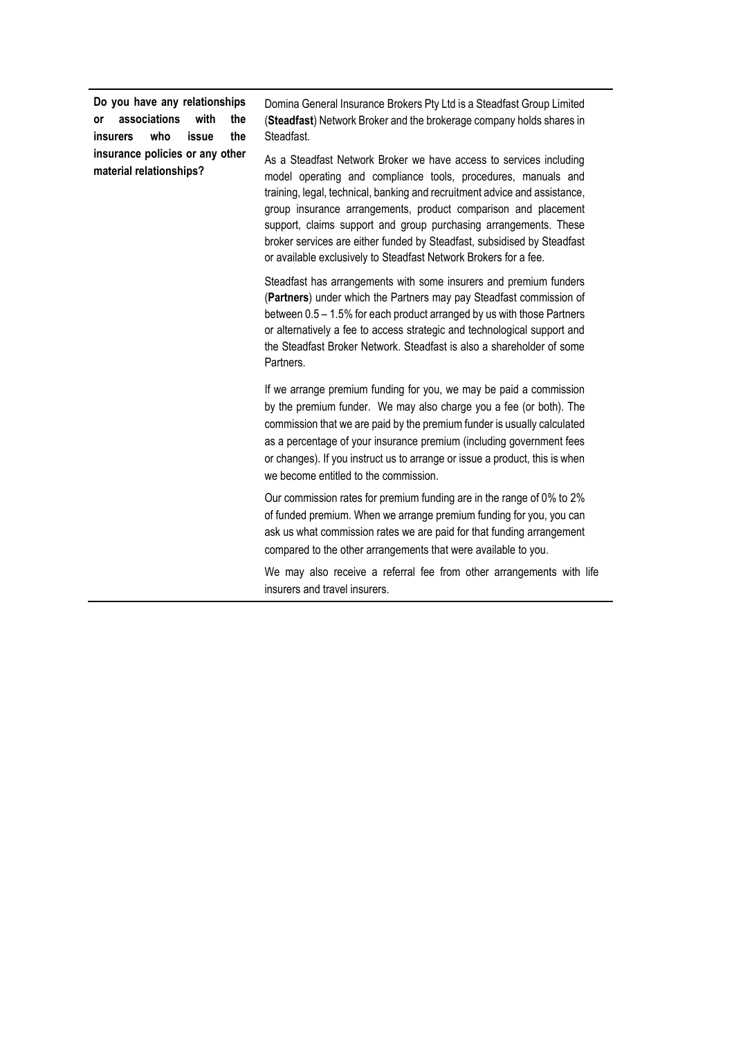| **Do you have any relationships or associations with the insurers who issue the insurance policies or any other material relationships?** | Domina General Insurance Brokers Pty Ltd is a Steadfast Group Limited (**Steadfast**) Network Broker and the brokerage company holds shares in Steadfast.<br><br>As a Steadfast Network Broker we have access to services including model operating and compliance tools, procedures, manuals and training, legal, technical, banking and recruitment advice and assistance, group insurance arrangements, product comparison and placement support, claims support and group purchasing arrangements. These broker services are either funded by Steadfast, subsidised by Steadfast or available exclusively to Steadfast Network Brokers for a fee.<br><br>Steadfast has arrangements with some insurers and premium funders (**Partners**) under which the Partners may pay Steadfast commission of between 0.5 – 1.5% for each product arranged by us with those Partners or alternatively a fee to access strategic and technological support and the Steadfast Broker Network. Steadfast is also a shareholder of some Partners.<br><br>If we arrange premium funding for you, we may be paid a commission by the premium funder. We may also charge you a fee (or both). The commission that we are paid by the premium funder is usually calculated as a percentage of your insurance premium (including government fees or changes). If you instruct us to arrange or issue a product, this is when we become entitled to the commission.<br><br>Our commission rates for premium funding are in the range of 0% to 2% of funded premium. When we arrange premium funding for you, you can ask us what commission rates we are paid for that funding arrangement compared to the other arrangements that were available to you.<br><br>We may also receive a referral fee from other arrangements with life insurers and travel insurers. |
|---|---|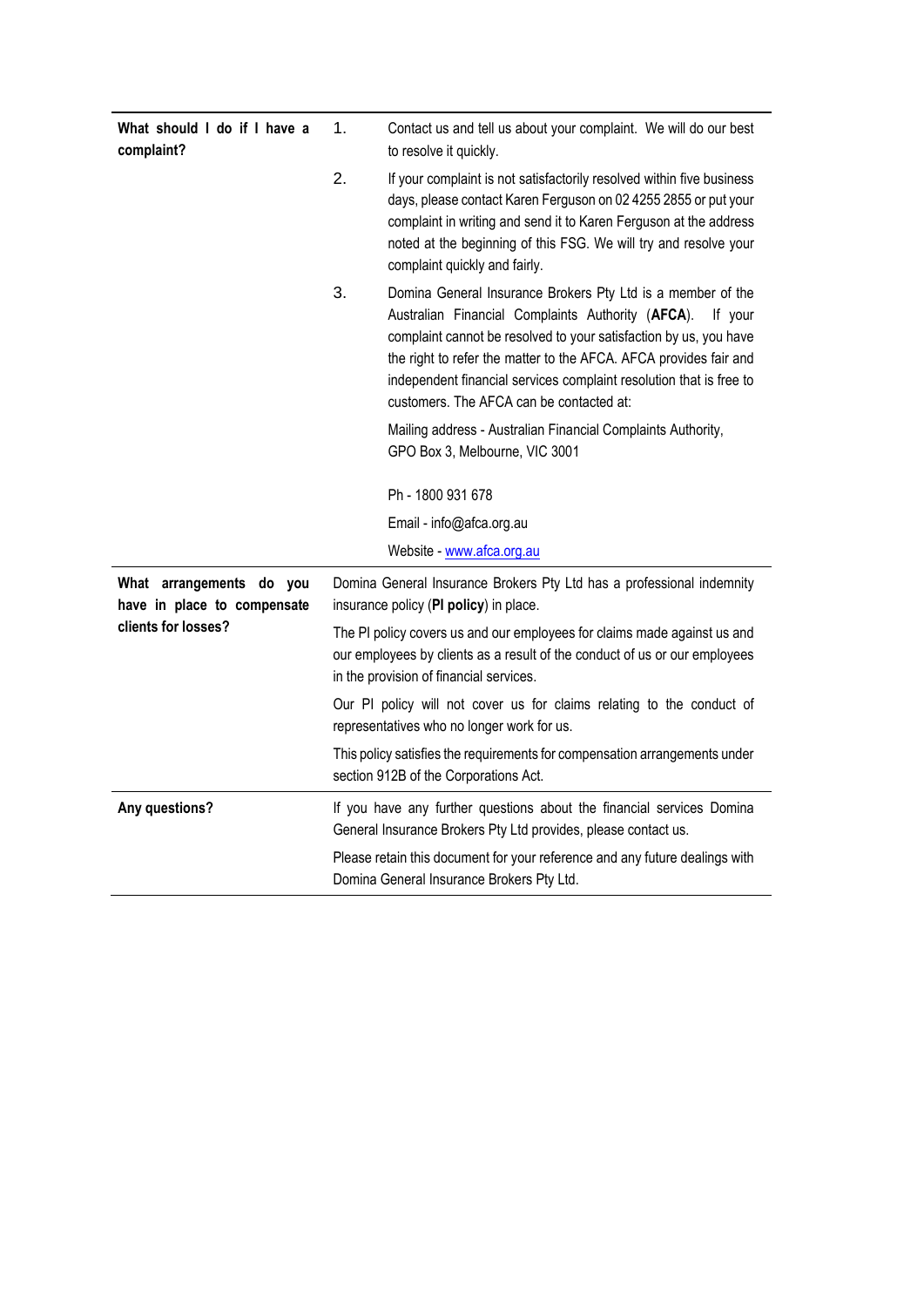| | |
|---|---|
| **What should I do if I have a complaint?** | 1. Contact us and tell us about your complaint. We will do our best to resolve it quickly.<br><br>2. If your complaint is not satisfactorily resolved within five business days, please contact Karen Ferguson on 02 4255 2855 or put your complaint in writing and send it to Karen Ferguson at the address noted at the beginning of this FSG. We will try and resolve your complaint quickly and fairly.<br><br>3. Domina General Insurance Brokers Pty Ltd is a member of the Australian Financial Complaints Authority (**AFCA**). If your complaint cannot be resolved to your satisfaction by us, you have the right to refer the matter to the AFCA. AFCA provides fair and independent financial services complaint resolution that is free to customers. The AFCA can be contacted at:<br><br>Mailing address - Australian Financial Complaints Authority, GPO Box 3, Melbourne, VIC 3001<br><br>Ph - 1800 931 678<br><br>Email - info@afca.org.au<br><br>Website - [www.afca.org.au](http://www.afca.org.au) |
| **What arrangements do you have in place to compensate clients for losses?** | Domina General Insurance Brokers Pty Ltd has a professional indemnity insurance policy (**PI policy**) in place.<br><br>The PI policy covers us and our employees for claims made against us and our employees by clients as a result of the conduct of us or our employees in the provision of financial services.<br><br>Our PI policy will not cover us for claims relating to the conduct of representatives who no longer work for us.<br><br>This policy satisfies the requirements for compensation arrangements under section 912B of the Corporations Act. |
| **Any questions?** | If you have any further questions about the financial services Domina General Insurance Brokers Pty Ltd provides, please contact us.<br><br>Please retain this document for your reference and any future dealings with Domina General Insurance Brokers Pty Ltd. |